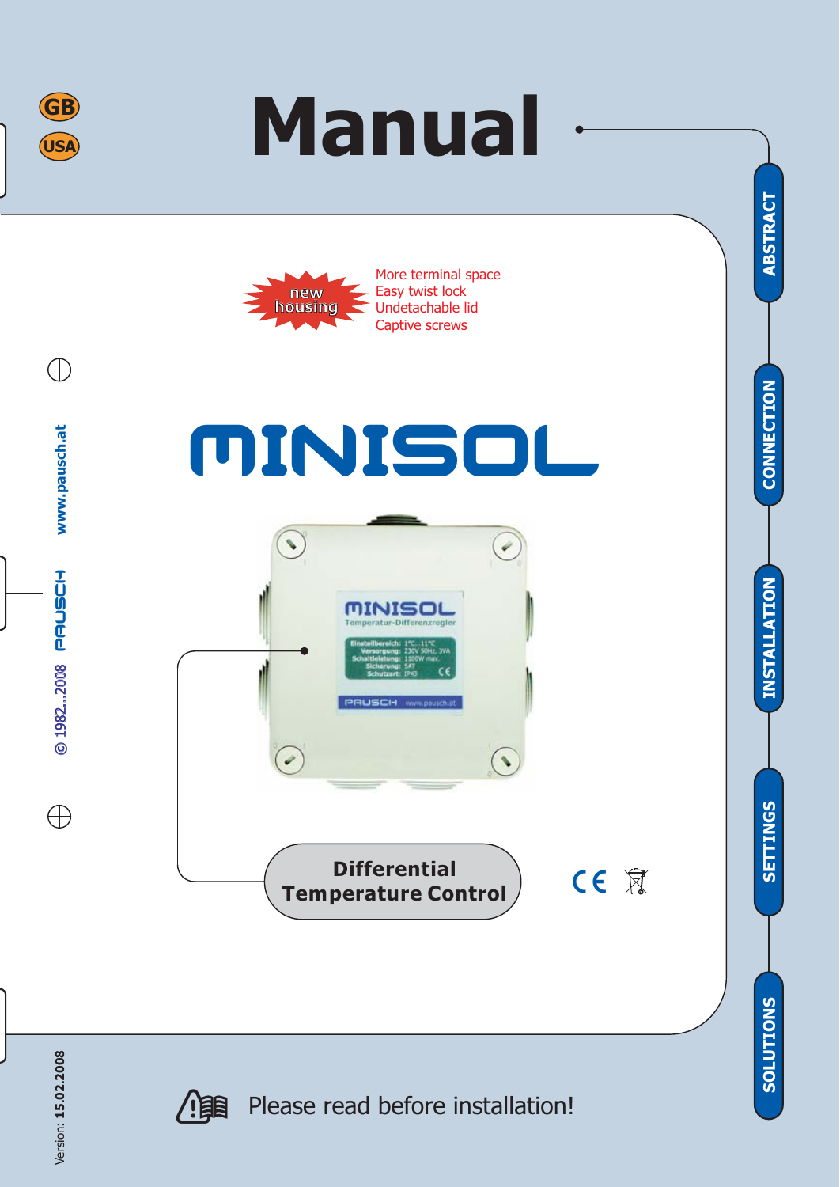GB

USA

# Manual

ABSTRACT

CONNECTION

INSTALLATION

SETTINGS

SOLUTIONS

new housing

More terminal space
Easy twist lock
Undetachable lid
Captive screws

www.pausch.at

PAUSCH

© 1982...2008

# MINISOL

MINISOL
Temperatur-Differenzregler

Einstellbereich: 1°C...11°C
Versorgung: 230V 50Hz, 3VA
Schaltleistung: 1100W max.
Sicherung: 5AT
Schutzart: IP43

PAUSCH www.pausch.at

## Differential Temperature Control

Version: 15.02.2008

Please read before installation!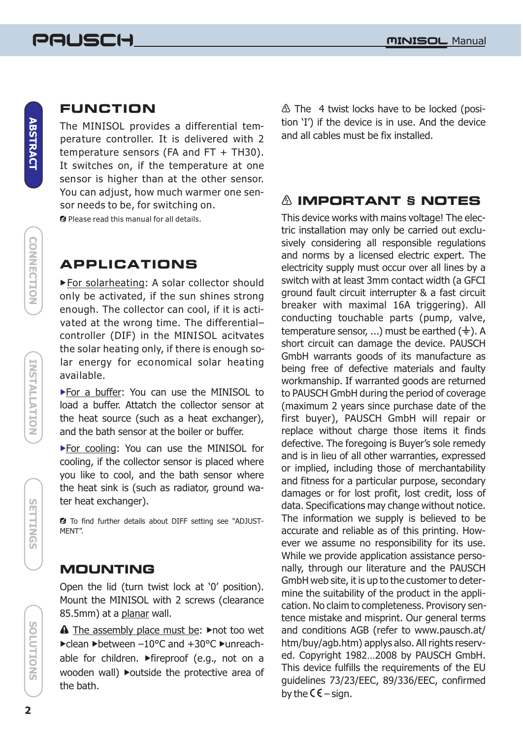## FUNCTION

The MINISOL provides a differential temperature controller. It is delivered with 2 temperature sensors (FA and FT + TH30). It switches on, if the temperature at one sensor is higher than at the other sensor. You can adjust, how much warmer one sensor needs to be, for switching on.

Please read this manual for all details.

## APPLICATIONS

▸For solarheating: A solar collector should only be activated, if the sun shines strong enough. The collector can cool, if it is activated at the wrong time. The differential–controller (DIF) in the MINISOL acitvates the solar heating only, if there is enough solar energy for economical solar heating available.

▸For a buffer: You can use the MINISOL to load a buffer. Attatch the collector sensor at the heat source (such as a heat exchanger), and the bath sensor at the boiler or buffer.

▸For cooling: You can use the MINISOL for cooling, if the collector sensor is placed where you like to cool, and the bath sensor where the heat sink is (such as radiator, ground water heat exchanger).

To find further details about DIFF setting see "ADJUSTMENT".

## MOUNTING

Open the lid (turn twist lock at '0' position). Mount the MINISOL with 2 screws (clearance 85.5mm) at a planar wall.

⚠ The assembly place must be: ▸not too wet ▸clean ▸between –10°C and +30°C ▸unreachable for children. ▸fireproof (e.g., not on a wooden wall) ▸outside the protective area of the bath.

⚠ The 4 twist locks have to be locked (position 'I') if the device is in use. And the device and all cables must be fix installed.

## ⚠ IMPORTANT § NOTES

This device works with mains voltage! The electric installation may only be carried out exclusively considering all responsible regulations and norms by a licensed electric expert. The electricity supply must occur over all lines by a switch with at least 3mm contact width (a GFCI ground fault circuit interrupter & a fast circuit breaker with maximal 16A triggering). All conducting touchable parts (pump, valve, temperature sensor, ...) must be earthed (⏚). A short circuit can damage the device. PAUSCH GmbH warrants goods of its manufacture as being free of defective materials and faulty workmanship. If warranted goods are returned to PAUSCH GmbH during the period of coverage (maximum 2 years since purchase date of the first buyer), PAUSCH GmbH will repair or replace without charge those items it finds defective. The foregoing is Buyer's sole remedy and is in lieu of all other warranties, expressed or implied, including those of merchantability and fitness for a particular purpose, secondary damages or for lost profit, lost credit, loss of data. Specifications may change without notice. The information we supply is believed to be accurate and reliable as of this printing. However we assume no responsibility for its use. While we provide application assistance personally, through our literature and the PAUSCH GmbH web site, it is up to the customer to determine the suitability of the product in the application. No claim to completeness. Provisory sentence mistake and misprint. Our general terms and conditions AGB (refer to www.pausch.at/htm/buy/agb.htm) applys also. All rights reserved. Copyright 1982…2008 by PAUSCH GmbH. This device fulfills the requirements of the EU guidelines 73/23/EEC, 89/336/EEC, confirmed by the CE – sign.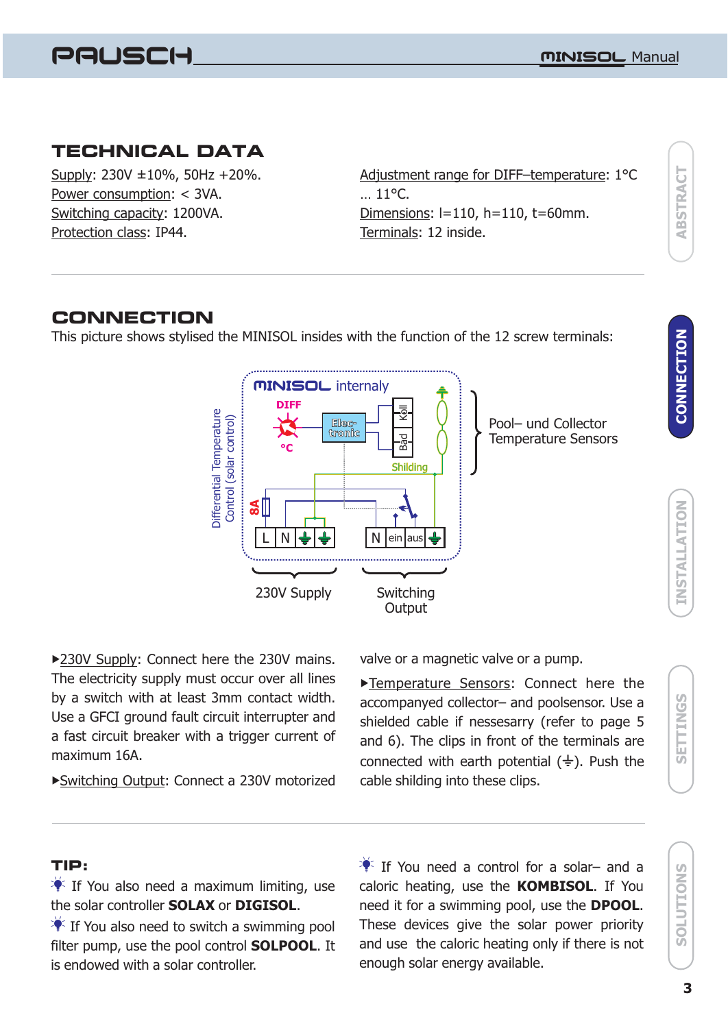## TECHNICAL DATA

Supply: 230V ±10%, 50Hz +20%.
Power consumption: < 3VA.
Switching capacity: 1200VA.
Protection class: IP44.
Adjustment range for DIFF–temperature: 1°C … 11°C.
Dimensions: l=110, h=110, t=60mm.
Terminals: 12 inside.

## CONNECTION

This picture shows stylised the MINISOL insides with the function of the 12 screw terminals:

MINISOL internaly

DIFF

°C

Elec-tronic

Koll

Bad

Shilding

8A

L N ⏚ ⏚ N ein aus ⏚

Differential Temperature Control (solar control)

Pool– und Collector Temperature Sensors

230V Supply

Switching Output

▸230V Supply: Connect here the 230V mains. The electricity supply must occur over all lines by a switch with at least 3mm contact width. Use a GFCI ground fault circuit interrupter and a fast circuit breaker with a trigger current of maximum 16A.

▸Switching Output: Connect a 230V motorized valve or a magnetic valve or a pump.

▸Temperature Sensors: Connect here the accompanyed collector– and poolsensor. Use a shielded cable if nessesarry (refer to page 5 and 6). The clips in front of the terminals are connected with earth potential (⏚). Push the cable shilding into these clips.

## TIP:

- If You also need a maximum limiting, use the solar controller **SOLAX** or **DIGISOL**.
- If You also need to switch a swimming pool filter pump, use the pool control **SOLPOOL**. It is endowed with a solar controller.
- If You need a control for a solar– and a caloric heating, use the **KOMBISOL**. If You need it for a swimming pool, use the **DPOOL**. These devices give the solar power priority and use the caloric heating only if there is not enough solar energy available.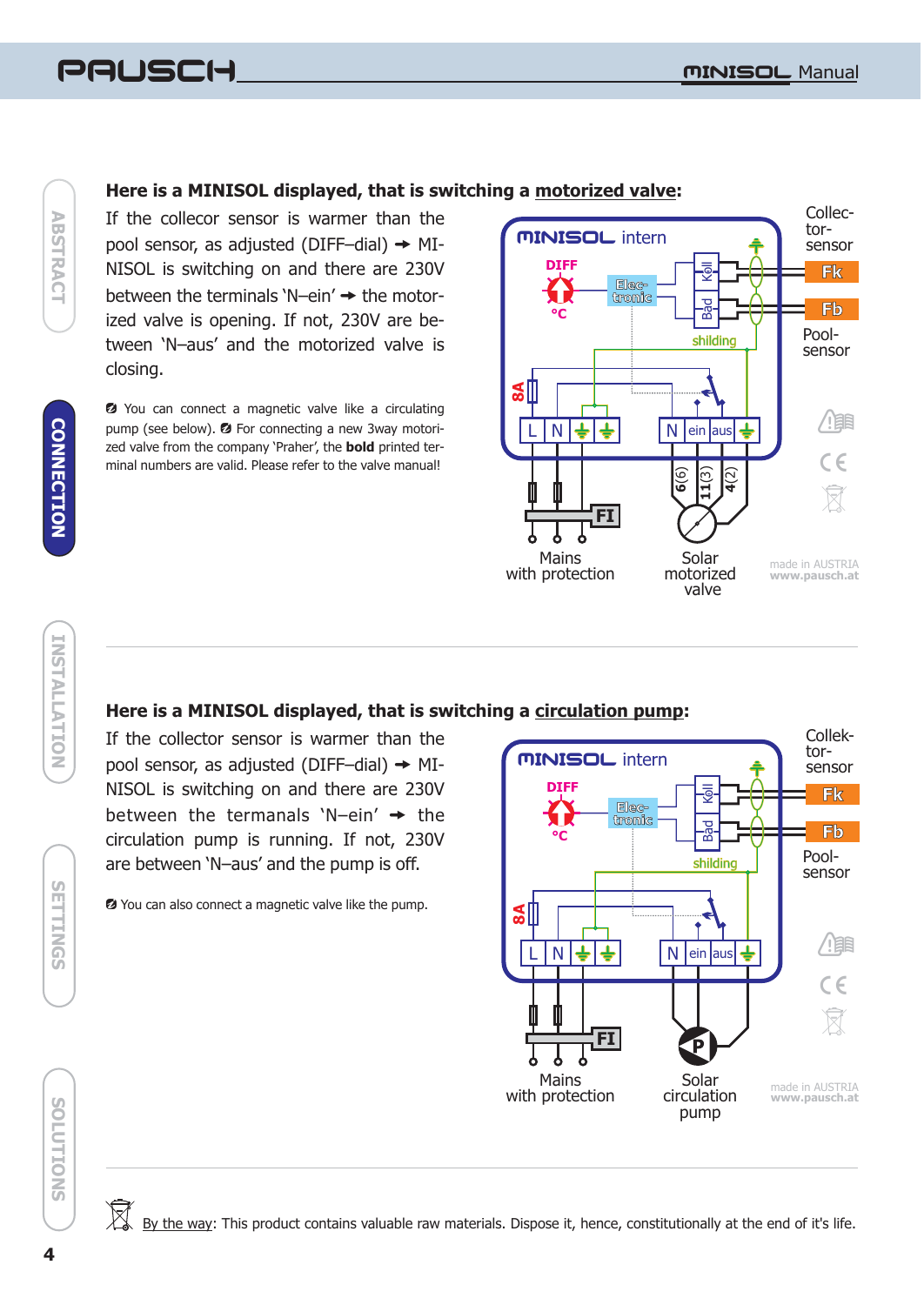## Here is a MINISOL displayed, that is switching a motorized valve:

If the collecor sensor is warmer than the pool sensor, as adjusted (DIFF–dial) → MINISOL is switching on and there are 230V between the terminals 'N–ein' → the motorized valve is opening. If not, 230V are between 'N–aus' and the motorized valve is closing.

➋ You can connect a magnetic valve like a circulating pump (see below). ➋ For connecting a new 3way motorized valve from the company 'Praher', the **bold** printed terminal numbers are valid. Please refer to the valve manual!

MINISOL intern

DIFF °C — Elec-tronic — Koll — Bad — shilding — 8A — L N — N ein aus — 6(6) 11(3) 4(2) — FI

Collec-tor-sensor Fk — Pool-sensor Fb

Mains with protection — Solar motorized valve

made in AUSTRIA www.pausch.at

## Here is a MINISOL displayed, that is switching a circulation pump:

If the collector sensor is warmer than the pool sensor, as adjusted (DIFF–dial) → MINISOL is switching on and there are 230V between the termanals 'N–ein' → the circulation pump is running. If not, 230V are between 'N–aus' and the pump is off.

➋ You can also connect a magnetic valve like the pump.

MINISOL intern

DIFF °C — Elec-tronic — Koll — Bad — shilding — 8A — L N — N ein aus — FI — P

Collek-tor-sensor Fk — Pool-sensor Fb

Mains with protection — Solar circulation pump

made in AUSTRIA www.pausch.at

By the way: This product contains valuable raw materials. Dispose it, hence, constitutionally at the end of it's life.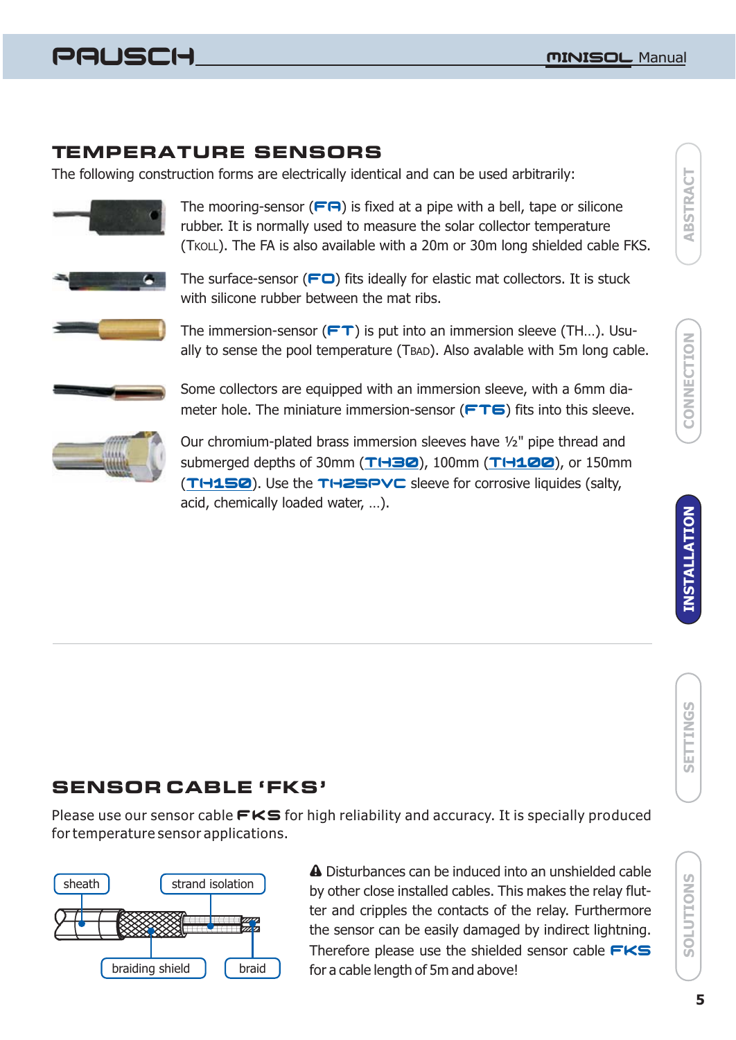## TEMPERATURE SENSORS

The following construction forms are electrically identical and can be used arbitrarily:

The mooring-sensor (**FA**) is fixed at a pipe with a bell, tape or silicone rubber. It is normally used to measure the solar collector temperature (TKOLL). The FA is also available with a 20m or 30m long shielded cable FKS.

The surface-sensor (**FO**) fits ideally for elastic mat collectors. It is stuck with silicone rubber between the mat ribs.

The immersion-sensor (**FT**) is put into an immersion sleeve (TH…). Usually to sense the pool temperature (TBAD). Also avalable with 5m long cable.

Some collectors are equipped with an immersion sleeve, with a 6mm diameter hole. The miniature immersion-sensor (**FT6**) fits into this sleeve.

Our chromium-plated brass immersion sleeves have ½" pipe thread and submerged depths of 30mm (**TH30**), 100mm (**TH100**), or 150mm (**TH150**). Use the **TH25PVC** sleeve for corrosive liquides (salty, acid, chemically loaded water, …).

## SENSOR CABLE 'FKS'

Please use our sensor cable **FKS** for high reliability and accuracy. It is specially produced for temperature sensor applications.

sheath, strand isolation, braiding shield, braid

⚠ Disturbances can be induced into an unshielded cable by other close installed cables. This makes the relay flutter and cripples the contacts of the relay. Furthermore the sensor can be easily damaged by indirect lightning. Therefore please use the shielded sensor cable **FKS** for a cable length of 5m and above!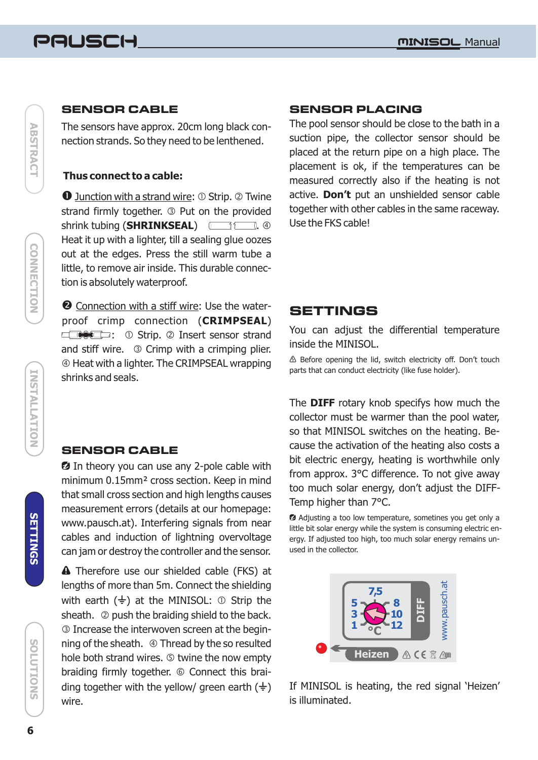## SENSOR CABLE

The sensors have approx. 20cm long black connection strands. So they need to be lenthened.

**Thus connect to a cable:**

❶ Junction with a strand wire: ① Strip. ② Twine strand firmly together. ③ Put on the provided shrink tubing (**SHRINKSEAL**). ④ Heat it up with a lighter, till a sealing glue oozes out at the edges. Press the still warm tube a little, to remove air inside. This durable connection is absolutely waterproof.

❷ Connection with a stiff wire: Use the waterproof crimp connection (**CRIMPSEAL**): ① Strip. ② Insert sensor strand and stiff wire. ③ Crimp with a crimping plier. ④ Heat with a lighter. The CRIMPSEAL wrapping shrinks and seals.

## SENSOR CABLE

In theory you can use any 2-pole cable with minimum 0.15mm² cross section. Keep in mind that small cross section and high lengths causes measurement errors (details at our homepage: www.pausch.at). Interfering signals from near cables and induction of lightning overvoltage can jam or destroy the controller and the sensor.

⚠ Therefore use our shielded cable (FKS) at lengths of more than 5m. Connect the shielding with earth (⏚) at the MINISOL: ① Strip the sheath. ② push the braiding shield to the back. ③ Increase the interwoven screen at the beginning of the sheath. ④ Thread by the so resulted hole both strand wires. ⑤ twine the now empty braiding firmly together. ⑥ Connect this braiding together with the yellow/ green earth (⏚) wire.

## SENSOR PLACING

The pool sensor should be close to the bath in a suction pipe, the collector sensor should be placed at the return pipe on a high place. The placement is ok, if the temperatures can be measured correctly also if the heating is not active. **Don't** put an unshielded sensor cable together with other cables in the same raceway. Use the FKS cable!

## SETTINGS

You can adjust the differential temperature inside the MINISOL.

⚠ Before opening the lid, switch electricity off. Don't touch parts that can conduct electricity (like fuse holder).

The **DIFF** rotary knob specifies how much the collector must be warmer than the pool water, so that MINISOL switches on the heating. Because the activation of the heating also costs a bit electric energy, heating is worthwhile only from approx. 3°C difference. To not give away too much solar energy, don't adjust the DIFF-Temp higher than 7°C.

Adjusting a too low temperature, sometimes you get only a little bit solar energy while the system is consuming electric energy. If adjusted too high, too much solar energy remains unused in the collector.

If MINISOL is heating, the red signal 'Heizen' is illuminated.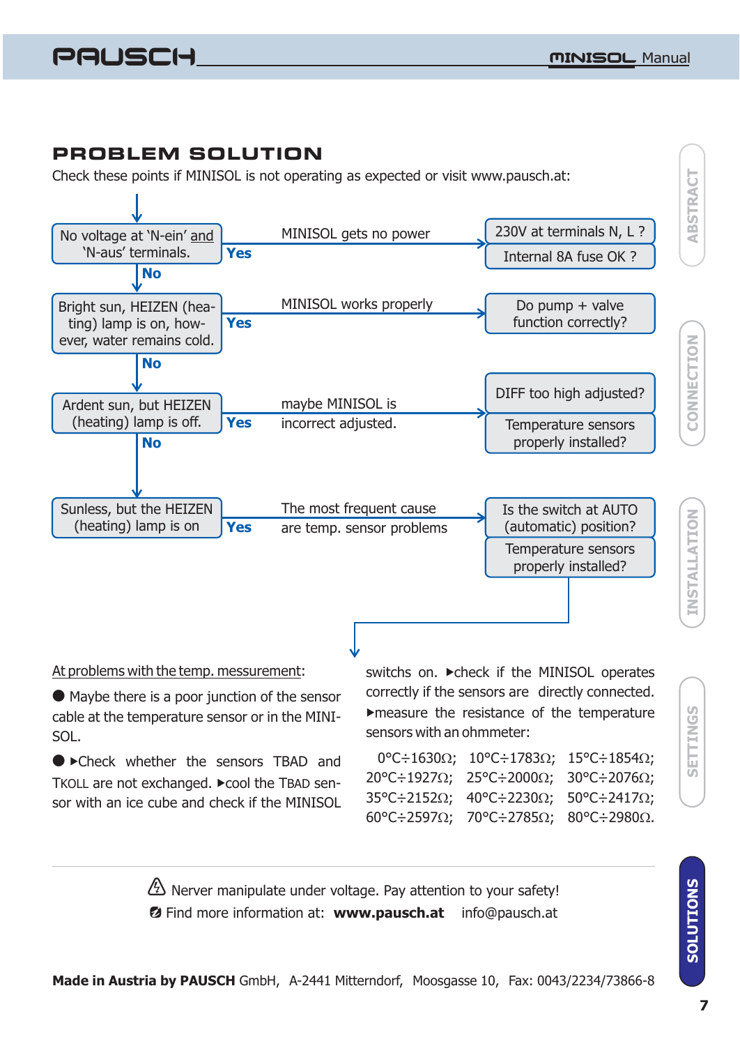## PROBLEM SOLUTION

Check these points if MINISOL is not operating as expected or visit www.pausch.at:

- No voltage at 'N-ein' and 'N-aus' terminals.
  - **Yes** → MINISOL gets no power → 230V at terminals N, L ? / Internal 8A fuse OK ?
  - **No** ↓
- Bright sun, HEIZEN (heating) lamp is on, however, water remains cold.
  - **Yes** → MINISOL works properly → Do pump + valve function correctly?
  - **No** ↓
- Ardent sun, but HEIZEN (heating) lamp is off.
  - **Yes** → maybe MINISOL is incorrect adjusted. → DIFF too high adjusted? / Temperature sensors properly installed?
  - **No** ↓
- Sunless, but the HEIZEN (heating) lamp is on
  - **Yes** → The most frequent cause are temp. sensor problems → Is the switch at AUTO (automatic) position? / Temperature sensors properly installed?

At problems with the temp. messurement:

● Maybe there is a poor junction of the sensor cable at the temperature sensor or in the MINISOL.

● ▸Check whether the sensors TBAD and TKOLL are not exchanged. ▸cool the TBAD sensor with an ice cube and check if the MINISOL switchs on. ▸check if the MINISOL operates correctly if the sensors are directly connected. ▸measure the resistance of the temperature sensors with an ohmmeter:

0°C÷1630Ω; 10°C÷1783Ω; 15°C÷1854Ω; 20°C÷1927Ω; 25°C÷2000Ω; 30°C÷2076Ω; 35°C÷2152Ω; 40°C÷2230Ω; 50°C÷2417Ω; 60°C÷2597Ω; 70°C÷2785Ω; 80°C÷2980Ω.

⚠ Nerver manipulate under voltage. Pay attention to your safety!
Find more information at: **www.pausch.at** info@pausch.at

**Made in Austria by PAUSCH** GmbH, A-2441 Mitterndorf, Moosgasse 10, Fax: 0043/2234/73866-8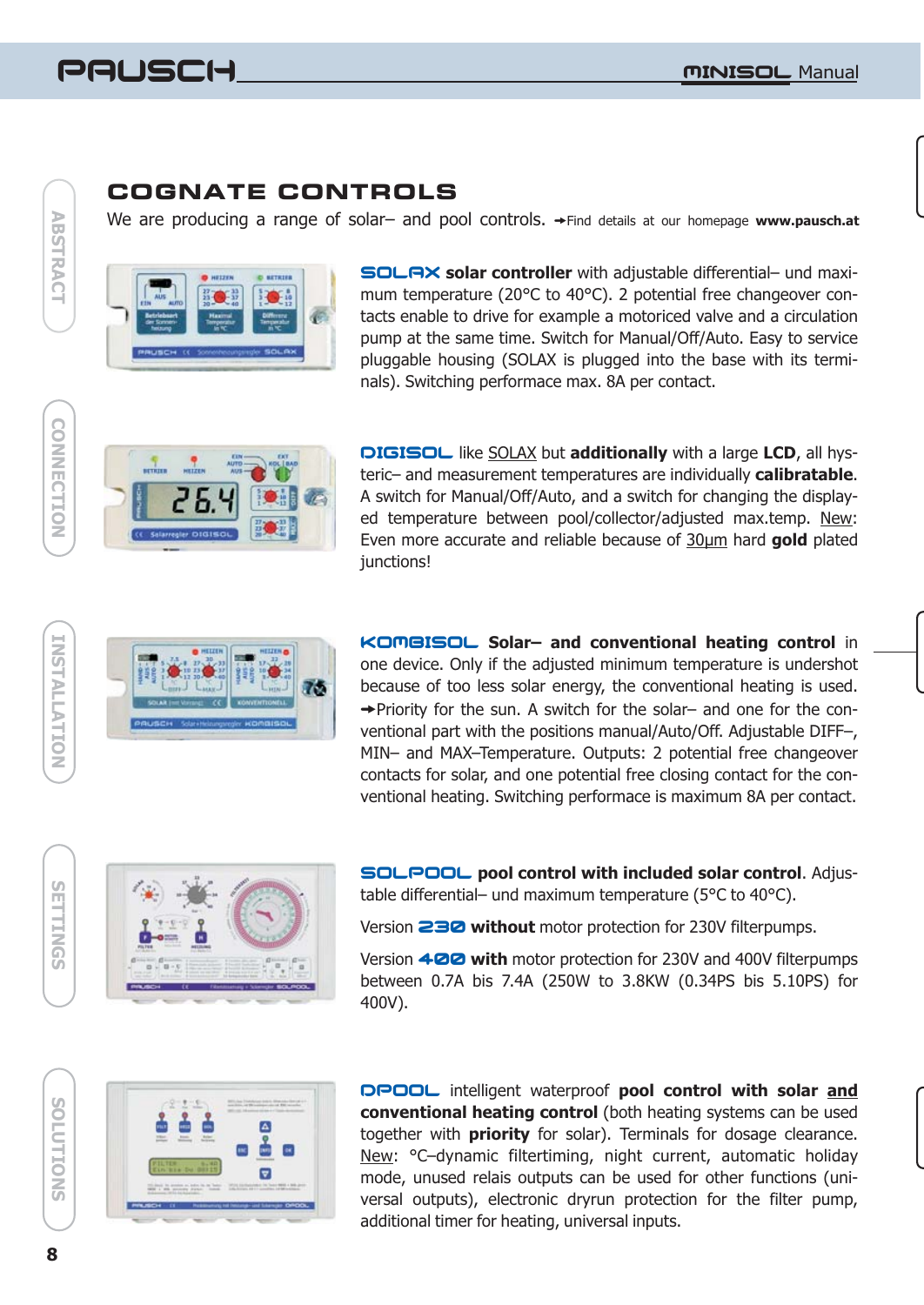## COGNATE CONTROLS

We are producing a range of solar– and pool controls. ➔Find details at our homepage **www.pausch.at**

**SOLAX solar controller** with adjustable differential– und maximum temperature (20°C to 40°C). 2 potential free changeover contacts enable to drive for example a motoriced valve and a circulation pump at the same time. Switch for Manual/Off/Auto. Easy to service pluggable housing (SOLAX is plugged into the base with its terminals). Switching performace max. 8A per contact.

**DIGISOL** like SOLAX but **additionally** with a large **LCD**, all hysteric– and measurement temperatures are individually **calibratable**. A switch for Manual/Off/Auto, and a switch for changing the displayed temperature between pool/collector/adjusted max.temp. New: Even more accurate and reliable because of 30µm hard **gold** plated junctions!

**KOMBISOL Solar– and conventional heating control** in one device. Only if the adjusted minimum temperature is undershot because of too less solar energy, the conventional heating is used. ➔Priority for the sun. A switch for the solar– and one for the conventional part with the positions manual/Auto/Off. Adjustable DIFF–, MIN– and MAX–Temperature. Outputs: 2 potential free changeover contacts for solar, and one potential free closing contact for the conventional heating. Switching performace is maximum 8A per contact.

**SOLPOOL pool control with included solar control**. Adjustable differential– und maximum temperature (5°C to 40°C).

Version **230 without** motor protection for 230V filterpumps.

Version **400 with** motor protection for 230V and 400V filterpumps between 0.7A bis 7.4A (250W to 3.8KW (0.34PS bis 5.10PS) for 400V).

**OPOOL** intelligent waterproof **pool control with solar and conventional heating control** (both heating systems can be used together with **priority** for solar). Terminals for dosage clearance. New: °C–dynamic filtertiming, night current, automatic holiday mode, unused relais outputs can be used for other functions (universal outputs), electronic dryrun protection for the filter pump, additional timer for heating, universal inputs.